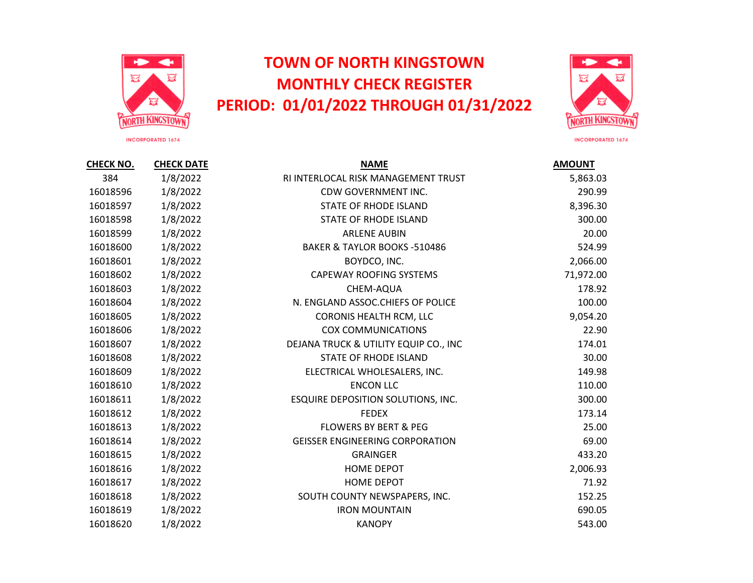# TOWN OF NORTH KINGSTOWN
# MONTHLY CHECK REGISTER
# PERIOD: 01/01/2022 THROUGH 01/31/2022

| CHECK NO. | CHECK DATE | NAME | AMOUNT |
|---|---|---|---|
| 384 | 1/8/2022 | RI INTERLOCAL RISK MANAGEMENT TRUST | 5,863.03 |
| 16018596 | 1/8/2022 | CDW GOVERNMENT INC. | 290.99 |
| 16018597 | 1/8/2022 | STATE OF RHODE ISLAND | 8,396.30 |
| 16018598 | 1/8/2022 | STATE OF RHODE ISLAND | 300.00 |
| 16018599 | 1/8/2022 | ARLENE AUBIN | 20.00 |
| 16018600 | 1/8/2022 | BAKER & TAYLOR BOOKS -510486 | 524.99 |
| 16018601 | 1/8/2022 | BOYDCO, INC. | 2,066.00 |
| 16018602 | 1/8/2022 | CAPEWAY ROOFING SYSTEMS | 71,972.00 |
| 16018603 | 1/8/2022 | CHEM-AQUA | 178.92 |
| 16018604 | 1/8/2022 | N. ENGLAND ASSOC.CHIEFS OF POLICE | 100.00 |
| 16018605 | 1/8/2022 | CORONIS HEALTH RCM, LLC | 9,054.20 |
| 16018606 | 1/8/2022 | COX COMMUNICATIONS | 22.90 |
| 16018607 | 1/8/2022 | DEJANA TRUCK & UTILITY EQUIP CO., INC | 174.01 |
| 16018608 | 1/8/2022 | STATE OF RHODE ISLAND | 30.00 |
| 16018609 | 1/8/2022 | ELECTRICAL WHOLESALERS, INC. | 149.98 |
| 16018610 | 1/8/2022 | ENCON LLC | 110.00 |
| 16018611 | 1/8/2022 | ESQUIRE DEPOSITION SOLUTIONS, INC. | 300.00 |
| 16018612 | 1/8/2022 | FEDEX | 173.14 |
| 16018613 | 1/8/2022 | FLOWERS BY BERT & PEG | 25.00 |
| 16018614 | 1/8/2022 | GEISSER ENGINEERING CORPORATION | 69.00 |
| 16018615 | 1/8/2022 | GRAINGER | 433.20 |
| 16018616 | 1/8/2022 | HOME DEPOT | 2,006.93 |
| 16018617 | 1/8/2022 | HOME DEPOT | 71.92 |
| 16018618 | 1/8/2022 | SOUTH COUNTY NEWSPAPERS, INC. | 152.25 |
| 16018619 | 1/8/2022 | IRON MOUNTAIN | 690.05 |
| 16018620 | 1/8/2022 | KANOPY | 543.00 |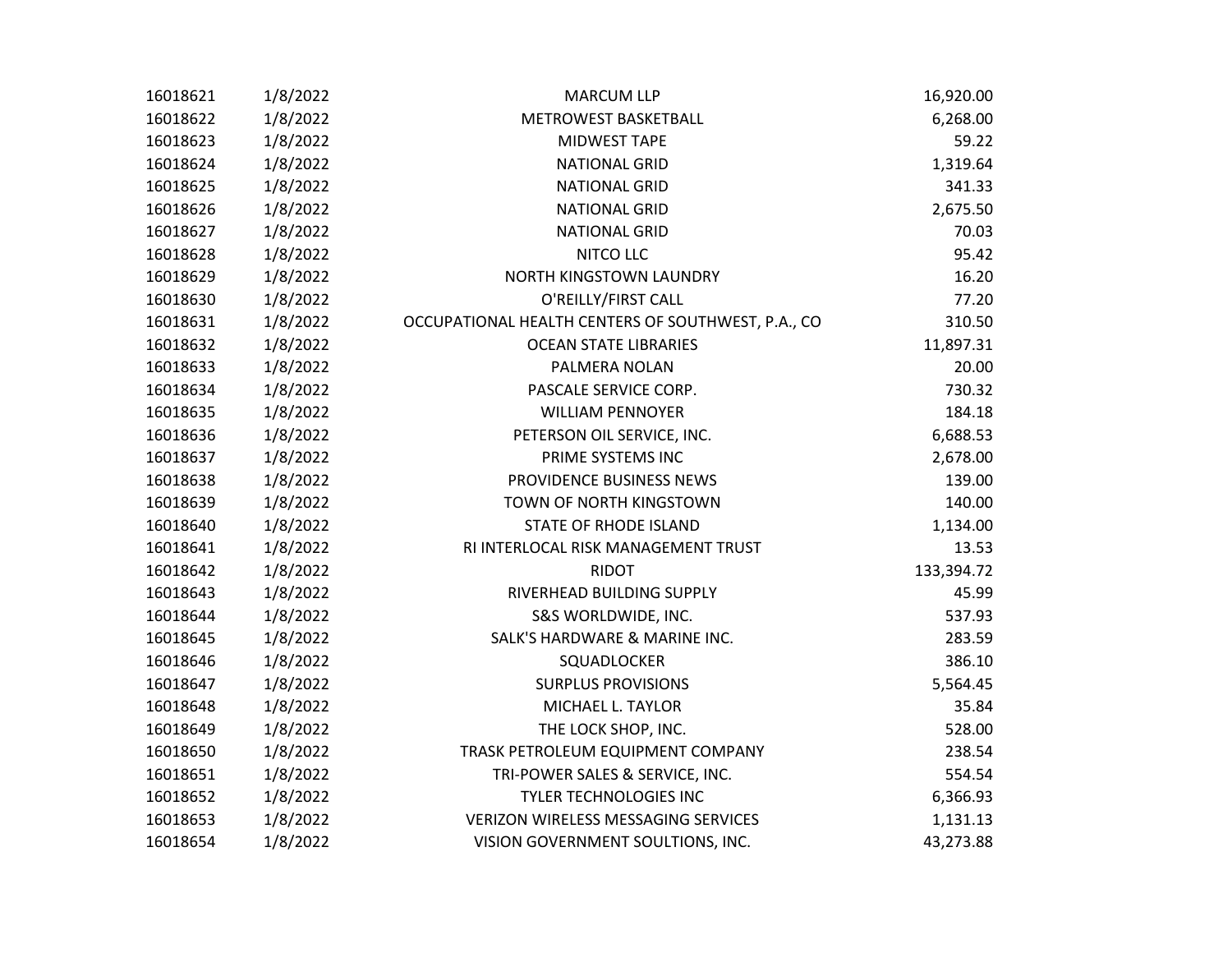| | | | |
|---|---|---|---|
| 16018621 | 1/8/2022 | MARCUM LLP | 16,920.00 |
| 16018622 | 1/8/2022 | METROWEST BASKETBALL | 6,268.00 |
| 16018623 | 1/8/2022 | MIDWEST TAPE | 59.22 |
| 16018624 | 1/8/2022 | NATIONAL GRID | 1,319.64 |
| 16018625 | 1/8/2022 | NATIONAL GRID | 341.33 |
| 16018626 | 1/8/2022 | NATIONAL GRID | 2,675.50 |
| 16018627 | 1/8/2022 | NATIONAL GRID | 70.03 |
| 16018628 | 1/8/2022 | NITCO LLC | 95.42 |
| 16018629 | 1/8/2022 | NORTH KINGSTOWN LAUNDRY | 16.20 |
| 16018630 | 1/8/2022 | O'REILLY/FIRST CALL | 77.20 |
| 16018631 | 1/8/2022 | OCCUPATIONAL HEALTH CENTERS OF SOUTHWEST, P.A., CO | 310.50 |
| 16018632 | 1/8/2022 | OCEAN STATE LIBRARIES | 11,897.31 |
| 16018633 | 1/8/2022 | PALMERA NOLAN | 20.00 |
| 16018634 | 1/8/2022 | PASCALE SERVICE CORP. | 730.32 |
| 16018635 | 1/8/2022 | WILLIAM PENNOYER | 184.18 |
| 16018636 | 1/8/2022 | PETERSON OIL SERVICE, INC. | 6,688.53 |
| 16018637 | 1/8/2022 | PRIME SYSTEMS INC | 2,678.00 |
| 16018638 | 1/8/2022 | PROVIDENCE BUSINESS NEWS | 139.00 |
| 16018639 | 1/8/2022 | TOWN OF NORTH KINGSTOWN | 140.00 |
| 16018640 | 1/8/2022 | STATE OF RHODE ISLAND | 1,134.00 |
| 16018641 | 1/8/2022 | RI INTERLOCAL RISK MANAGEMENT TRUST | 13.53 |
| 16018642 | 1/8/2022 | RIDOT | 133,394.72 |
| 16018643 | 1/8/2022 | RIVERHEAD BUILDING SUPPLY | 45.99 |
| 16018644 | 1/8/2022 | S&S WORLDWIDE, INC. | 537.93 |
| 16018645 | 1/8/2022 | SALK'S HARDWARE & MARINE INC. | 283.59 |
| 16018646 | 1/8/2022 | SQUADLOCKER | 386.10 |
| 16018647 | 1/8/2022 | SURPLUS PROVISIONS | 5,564.45 |
| 16018648 | 1/8/2022 | MICHAEL L. TAYLOR | 35.84 |
| 16018649 | 1/8/2022 | THE LOCK SHOP, INC. | 528.00 |
| 16018650 | 1/8/2022 | TRASK PETROLEUM EQUIPMENT COMPANY | 238.54 |
| 16018651 | 1/8/2022 | TRI-POWER SALES & SERVICE, INC. | 554.54 |
| 16018652 | 1/8/2022 | TYLER TECHNOLOGIES INC | 6,366.93 |
| 16018653 | 1/8/2022 | VERIZON WIRELESS MESSAGING SERVICES | 1,131.13 |
| 16018654 | 1/8/2022 | VISION GOVERNMENT SOULTIONS, INC. | 43,273.88 |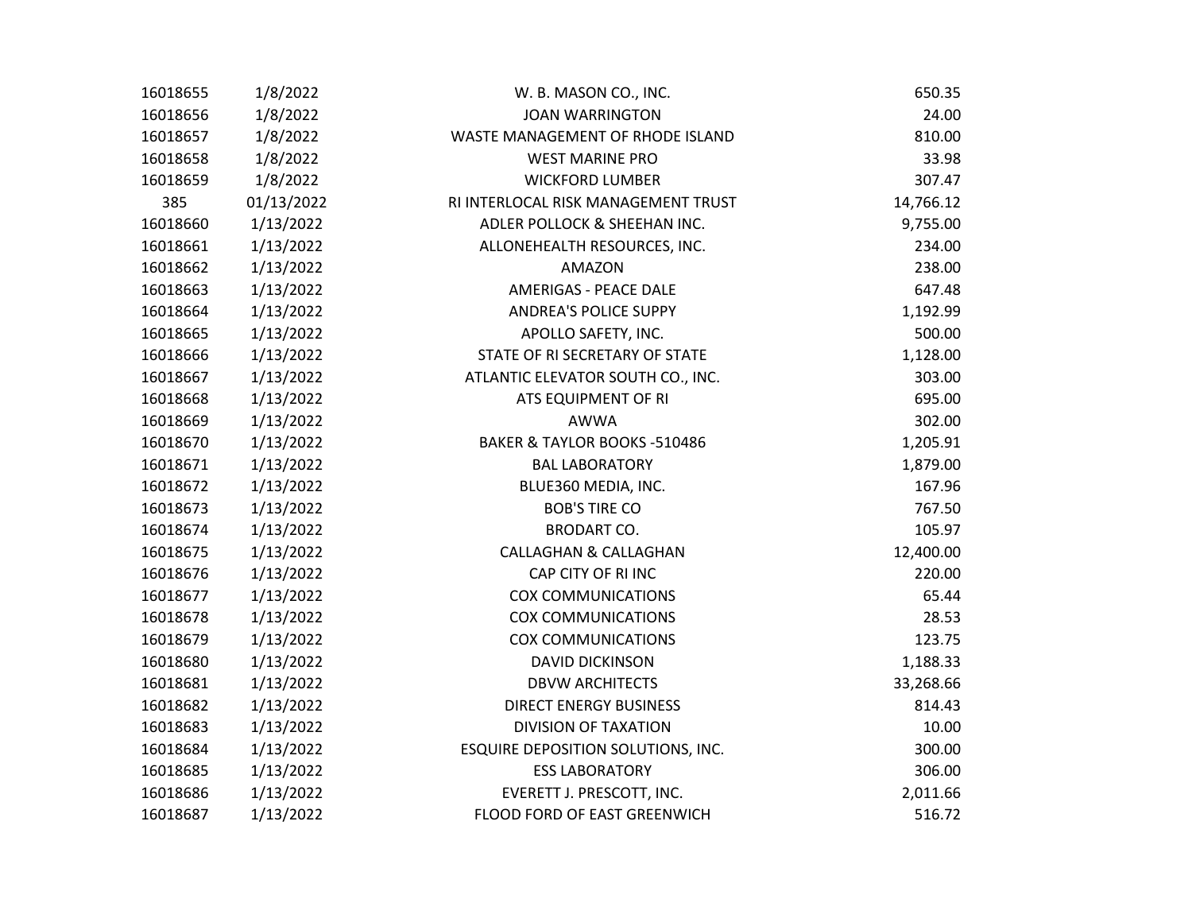| | | | |
|---|---|---|---|
| 16018655 | 1/8/2022 | W. B. MASON CO., INC. | 650.35 |
| 16018656 | 1/8/2022 | JOAN WARRINGTON | 24.00 |
| 16018657 | 1/8/2022 | WASTE MANAGEMENT OF RHODE ISLAND | 810.00 |
| 16018658 | 1/8/2022 | WEST MARINE PRO | 33.98 |
| 16018659 | 1/8/2022 | WICKFORD LUMBER | 307.47 |
| 385 | 01/13/2022 | RI INTERLOCAL RISK MANAGEMENT TRUST | 14,766.12 |
| 16018660 | 1/13/2022 | ADLER POLLOCK & SHEEHAN INC. | 9,755.00 |
| 16018661 | 1/13/2022 | ALLONEHEALTH RESOURCES, INC. | 234.00 |
| 16018662 | 1/13/2022 | AMAZON | 238.00 |
| 16018663 | 1/13/2022 | AMERIGAS - PEACE DALE | 647.48 |
| 16018664 | 1/13/2022 | ANDREA'S POLICE SUPPY | 1,192.99 |
| 16018665 | 1/13/2022 | APOLLO SAFETY, INC. | 500.00 |
| 16018666 | 1/13/2022 | STATE OF RI SECRETARY OF STATE | 1,128.00 |
| 16018667 | 1/13/2022 | ATLANTIC ELEVATOR SOUTH CO., INC. | 303.00 |
| 16018668 | 1/13/2022 | ATS EQUIPMENT OF RI | 695.00 |
| 16018669 | 1/13/2022 | AWWA | 302.00 |
| 16018670 | 1/13/2022 | BAKER & TAYLOR BOOKS -510486 | 1,205.91 |
| 16018671 | 1/13/2022 | BAL LABORATORY | 1,879.00 |
| 16018672 | 1/13/2022 | BLUE360 MEDIA, INC. | 167.96 |
| 16018673 | 1/13/2022 | BOB'S TIRE CO | 767.50 |
| 16018674 | 1/13/2022 | BRODART CO. | 105.97 |
| 16018675 | 1/13/2022 | CALLAGHAN & CALLAGHAN | 12,400.00 |
| 16018676 | 1/13/2022 | CAP CITY OF RI INC | 220.00 |
| 16018677 | 1/13/2022 | COX COMMUNICATIONS | 65.44 |
| 16018678 | 1/13/2022 | COX COMMUNICATIONS | 28.53 |
| 16018679 | 1/13/2022 | COX COMMUNICATIONS | 123.75 |
| 16018680 | 1/13/2022 | DAVID DICKINSON | 1,188.33 |
| 16018681 | 1/13/2022 | DBVW ARCHITECTS | 33,268.66 |
| 16018682 | 1/13/2022 | DIRECT ENERGY BUSINESS | 814.43 |
| 16018683 | 1/13/2022 | DIVISION OF TAXATION | 10.00 |
| 16018684 | 1/13/2022 | ESQUIRE DEPOSITION SOLUTIONS, INC. | 300.00 |
| 16018685 | 1/13/2022 | ESS LABORATORY | 306.00 |
| 16018686 | 1/13/2022 | EVERETT J. PRESCOTT, INC. | 2,011.66 |
| 16018687 | 1/13/2022 | FLOOD FORD OF EAST GREENWICH | 516.72 |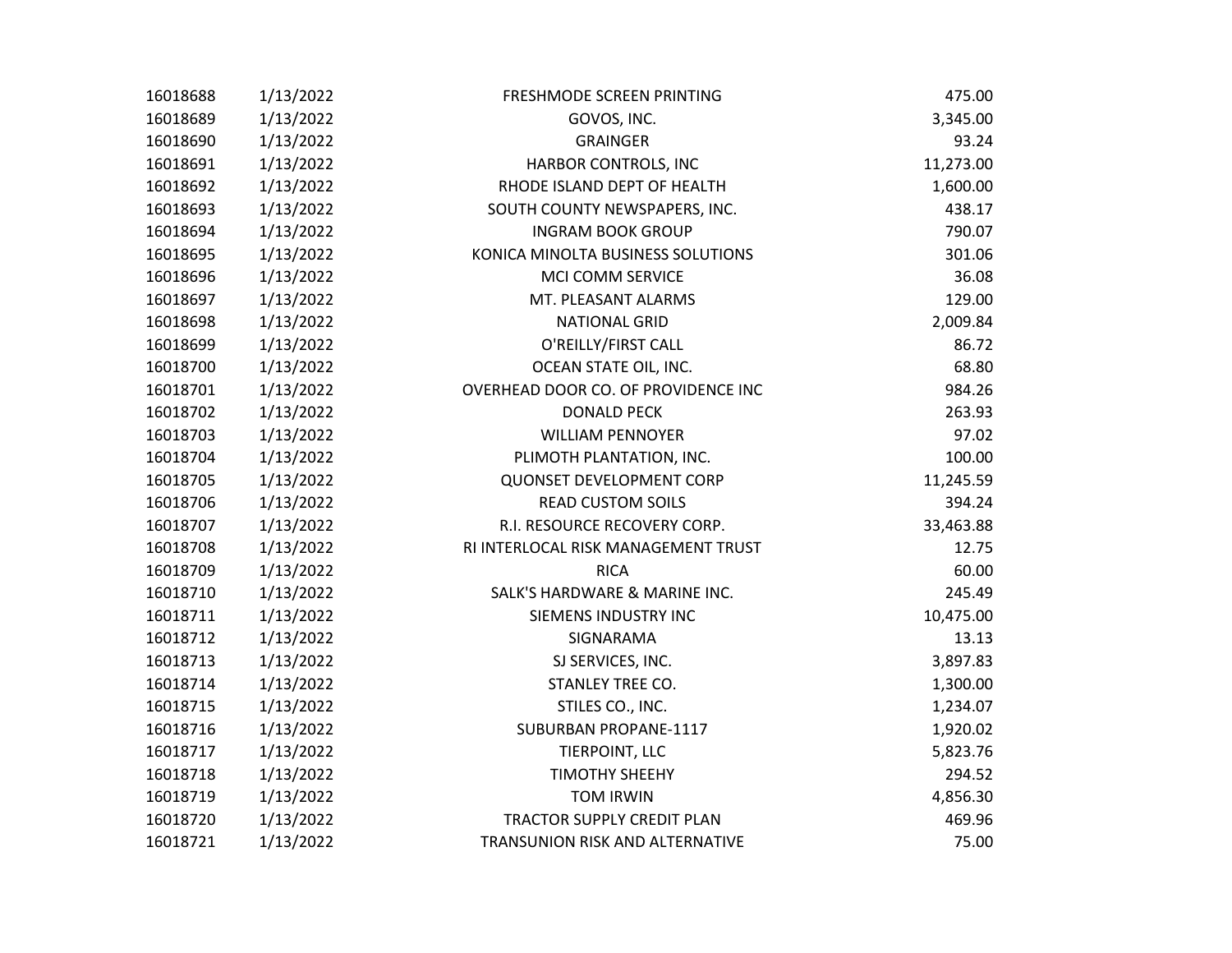| | | | |
|---|---|---|---|
| 16018688 | 1/13/2022 | FRESHMODE SCREEN PRINTING | 475.00 |
| 16018689 | 1/13/2022 | GOVOS, INC. | 3,345.00 |
| 16018690 | 1/13/2022 | GRAINGER | 93.24 |
| 16018691 | 1/13/2022 | HARBOR CONTROLS, INC | 11,273.00 |
| 16018692 | 1/13/2022 | RHODE ISLAND DEPT OF HEALTH | 1,600.00 |
| 16018693 | 1/13/2022 | SOUTH COUNTY NEWSPAPERS, INC. | 438.17 |
| 16018694 | 1/13/2022 | INGRAM BOOK GROUP | 790.07 |
| 16018695 | 1/13/2022 | KONICA MINOLTA BUSINESS SOLUTIONS | 301.06 |
| 16018696 | 1/13/2022 | MCI COMM SERVICE | 36.08 |
| 16018697 | 1/13/2022 | MT. PLEASANT ALARMS | 129.00 |
| 16018698 | 1/13/2022 | NATIONAL GRID | 2,009.84 |
| 16018699 | 1/13/2022 | O'REILLY/FIRST CALL | 86.72 |
| 16018700 | 1/13/2022 | OCEAN STATE OIL, INC. | 68.80 |
| 16018701 | 1/13/2022 | OVERHEAD DOOR CO. OF PROVIDENCE INC | 984.26 |
| 16018702 | 1/13/2022 | DONALD PECK | 263.93 |
| 16018703 | 1/13/2022 | WILLIAM PENNOYER | 97.02 |
| 16018704 | 1/13/2022 | PLIMOTH PLANTATION, INC. | 100.00 |
| 16018705 | 1/13/2022 | QUONSET DEVELOPMENT CORP | 11,245.59 |
| 16018706 | 1/13/2022 | READ CUSTOM SOILS | 394.24 |
| 16018707 | 1/13/2022 | R.I. RESOURCE RECOVERY CORP. | 33,463.88 |
| 16018708 | 1/13/2022 | RI INTERLOCAL RISK MANAGEMENT TRUST | 12.75 |
| 16018709 | 1/13/2022 | RICA | 60.00 |
| 16018710 | 1/13/2022 | SALK'S HARDWARE & MARINE INC. | 245.49 |
| 16018711 | 1/13/2022 | SIEMENS INDUSTRY INC | 10,475.00 |
| 16018712 | 1/13/2022 | SIGNARAMA | 13.13 |
| 16018713 | 1/13/2022 | SJ SERVICES, INC. | 3,897.83 |
| 16018714 | 1/13/2022 | STANLEY TREE CO. | 1,300.00 |
| 16018715 | 1/13/2022 | STILES CO., INC. | 1,234.07 |
| 16018716 | 1/13/2022 | SUBURBAN PROPANE-1117 | 1,920.02 |
| 16018717 | 1/13/2022 | TIERPOINT, LLC | 5,823.76 |
| 16018718 | 1/13/2022 | TIMOTHY SHEEHY | 294.52 |
| 16018719 | 1/13/2022 | TOM IRWIN | 4,856.30 |
| 16018720 | 1/13/2022 | TRACTOR SUPPLY CREDIT PLAN | 469.96 |
| 16018721 | 1/13/2022 | TRANSUNION RISK AND ALTERNATIVE | 75.00 |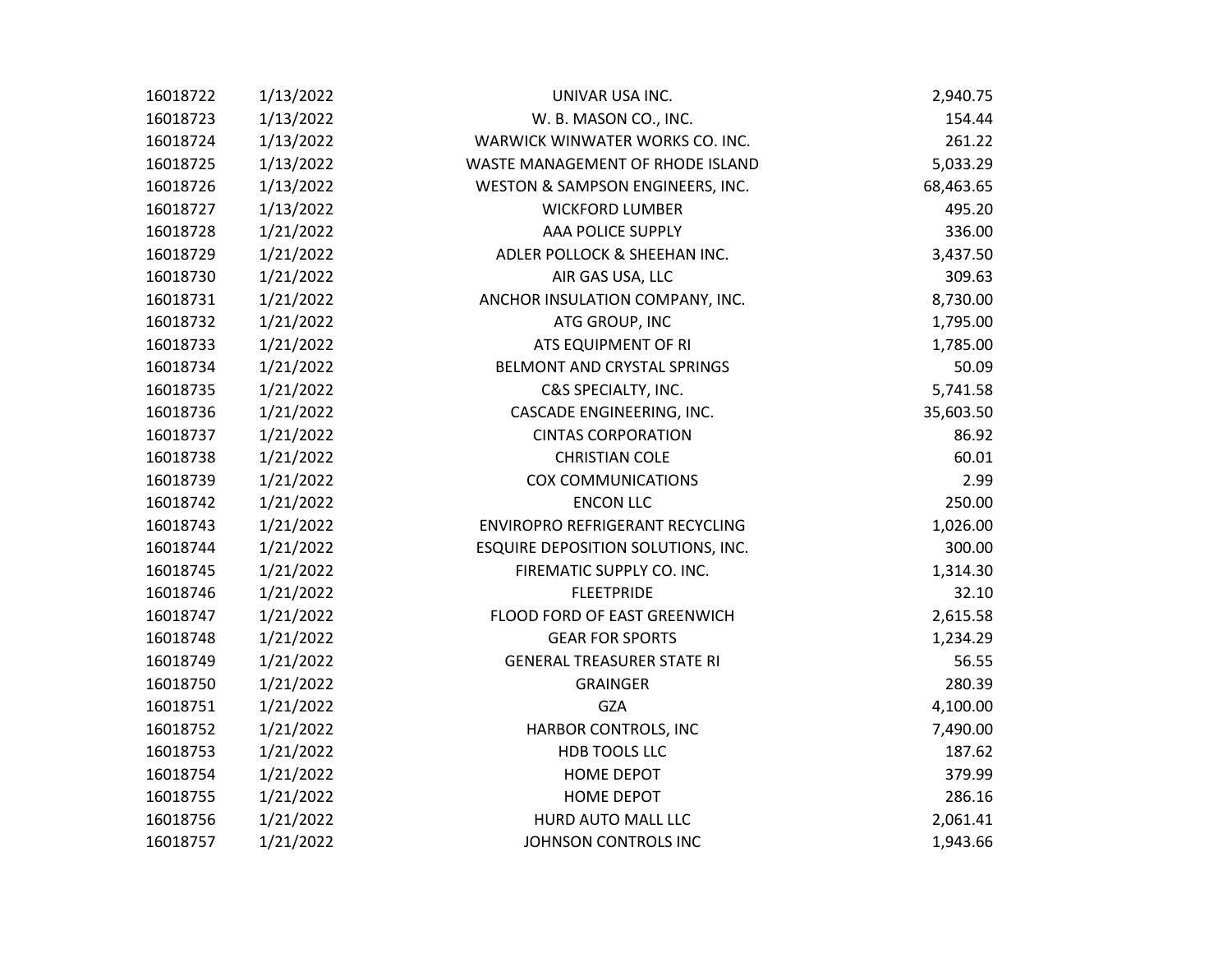| | | | |
|---|---|---|---|
| 16018722 | 1/13/2022 | UNIVAR USA INC. | 2,940.75 |
| 16018723 | 1/13/2022 | W. B. MASON CO., INC. | 154.44 |
| 16018724 | 1/13/2022 | WARWICK WINWATER WORKS CO. INC. | 261.22 |
| 16018725 | 1/13/2022 | WASTE MANAGEMENT OF RHODE ISLAND | 5,033.29 |
| 16018726 | 1/13/2022 | WESTON & SAMPSON ENGINEERS, INC. | 68,463.65 |
| 16018727 | 1/13/2022 | WICKFORD LUMBER | 495.20 |
| 16018728 | 1/21/2022 | AAA POLICE SUPPLY | 336.00 |
| 16018729 | 1/21/2022 | ADLER POLLOCK & SHEEHAN INC. | 3,437.50 |
| 16018730 | 1/21/2022 | AIR GAS USA, LLC | 309.63 |
| 16018731 | 1/21/2022 | ANCHOR INSULATION COMPANY, INC. | 8,730.00 |
| 16018732 | 1/21/2022 | ATG GROUP, INC | 1,795.00 |
| 16018733 | 1/21/2022 | ATS EQUIPMENT OF RI | 1,785.00 |
| 16018734 | 1/21/2022 | BELMONT AND CRYSTAL SPRINGS | 50.09 |
| 16018735 | 1/21/2022 | C&S SPECIALTY, INC. | 5,741.58 |
| 16018736 | 1/21/2022 | CASCADE ENGINEERING, INC. | 35,603.50 |
| 16018737 | 1/21/2022 | CINTAS CORPORATION | 86.92 |
| 16018738 | 1/21/2022 | CHRISTIAN COLE | 60.01 |
| 16018739 | 1/21/2022 | COX COMMUNICATIONS | 2.99 |
| 16018742 | 1/21/2022 | ENCON LLC | 250.00 |
| 16018743 | 1/21/2022 | ENVIROPRO REFRIGERANT RECYCLING | 1,026.00 |
| 16018744 | 1/21/2022 | ESQUIRE DEPOSITION SOLUTIONS, INC. | 300.00 |
| 16018745 | 1/21/2022 | FIREMATIC SUPPLY CO. INC. | 1,314.30 |
| 16018746 | 1/21/2022 | FLEETPRIDE | 32.10 |
| 16018747 | 1/21/2022 | FLOOD FORD OF EAST GREENWICH | 2,615.58 |
| 16018748 | 1/21/2022 | GEAR FOR SPORTS | 1,234.29 |
| 16018749 | 1/21/2022 | GENERAL TREASURER STATE RI | 56.55 |
| 16018750 | 1/21/2022 | GRAINGER | 280.39 |
| 16018751 | 1/21/2022 | GZA | 4,100.00 |
| 16018752 | 1/21/2022 | HARBOR CONTROLS, INC | 7,490.00 |
| 16018753 | 1/21/2022 | HDB TOOLS LLC | 187.62 |
| 16018754 | 1/21/2022 | HOME DEPOT | 379.99 |
| 16018755 | 1/21/2022 | HOME DEPOT | 286.16 |
| 16018756 | 1/21/2022 | HURD AUTO MALL LLC | 2,061.41 |
| 16018757 | 1/21/2022 | JOHNSON CONTROLS INC | 1,943.66 |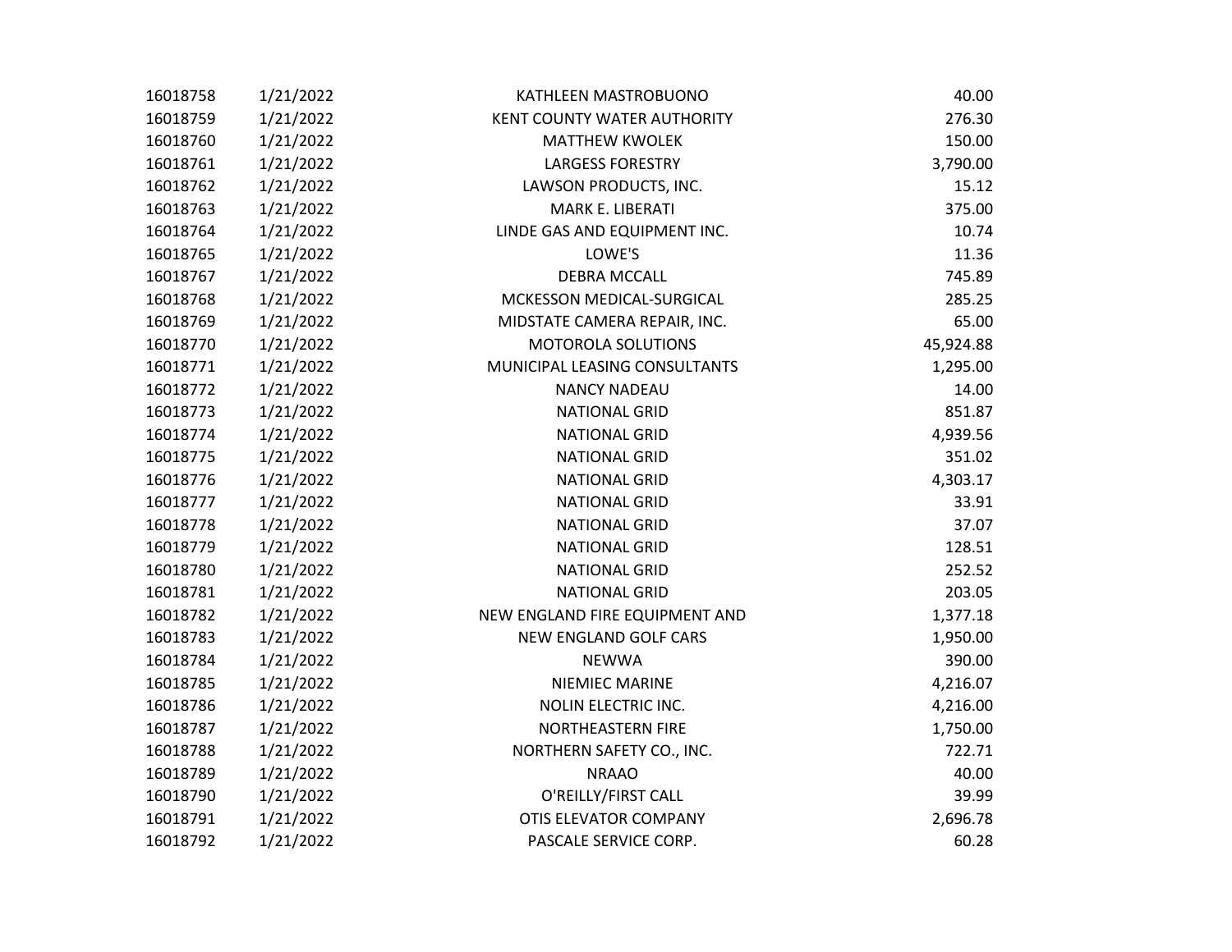| | | | |
|---|---|---|---|
| 16018758 | 1/21/2022 | KATHLEEN MASTROBUONO | 40.00 |
| 16018759 | 1/21/2022 | KENT COUNTY WATER AUTHORITY | 276.30 |
| 16018760 | 1/21/2022 | MATTHEW KWOLEK | 150.00 |
| 16018761 | 1/21/2022 | LARGESS FORESTRY | 3,790.00 |
| 16018762 | 1/21/2022 | LAWSON PRODUCTS, INC. | 15.12 |
| 16018763 | 1/21/2022 | MARK E. LIBERATI | 375.00 |
| 16018764 | 1/21/2022 | LINDE GAS AND EQUIPMENT INC. | 10.74 |
| 16018765 | 1/21/2022 | LOWE'S | 11.36 |
| 16018767 | 1/21/2022 | DEBRA MCCALL | 745.89 |
| 16018768 | 1/21/2022 | MCKESSON MEDICAL-SURGICAL | 285.25 |
| 16018769 | 1/21/2022 | MIDSTATE CAMERA REPAIR, INC. | 65.00 |
| 16018770 | 1/21/2022 | MOTOROLA SOLUTIONS | 45,924.88 |
| 16018771 | 1/21/2022 | MUNICIPAL LEASING CONSULTANTS | 1,295.00 |
| 16018772 | 1/21/2022 | NANCY NADEAU | 14.00 |
| 16018773 | 1/21/2022 | NATIONAL GRID | 851.87 |
| 16018774 | 1/21/2022 | NATIONAL GRID | 4,939.56 |
| 16018775 | 1/21/2022 | NATIONAL GRID | 351.02 |
| 16018776 | 1/21/2022 | NATIONAL GRID | 4,303.17 |
| 16018777 | 1/21/2022 | NATIONAL GRID | 33.91 |
| 16018778 | 1/21/2022 | NATIONAL GRID | 37.07 |
| 16018779 | 1/21/2022 | NATIONAL GRID | 128.51 |
| 16018780 | 1/21/2022 | NATIONAL GRID | 252.52 |
| 16018781 | 1/21/2022 | NATIONAL GRID | 203.05 |
| 16018782 | 1/21/2022 | NEW ENGLAND FIRE EQUIPMENT AND | 1,377.18 |
| 16018783 | 1/21/2022 | NEW ENGLAND GOLF CARS | 1,950.00 |
| 16018784 | 1/21/2022 | NEWWA | 390.00 |
| 16018785 | 1/21/2022 | NIEMIEC MARINE | 4,216.07 |
| 16018786 | 1/21/2022 | NOLIN ELECTRIC INC. | 4,216.00 |
| 16018787 | 1/21/2022 | NORTHEASTERN FIRE | 1,750.00 |
| 16018788 | 1/21/2022 | NORTHERN SAFETY CO., INC. | 722.71 |
| 16018789 | 1/21/2022 | NRAAO | 40.00 |
| 16018790 | 1/21/2022 | O'REILLY/FIRST CALL | 39.99 |
| 16018791 | 1/21/2022 | OTIS ELEVATOR COMPANY | 2,696.78 |
| 16018792 | 1/21/2022 | PASCALE SERVICE CORP. | 60.28 |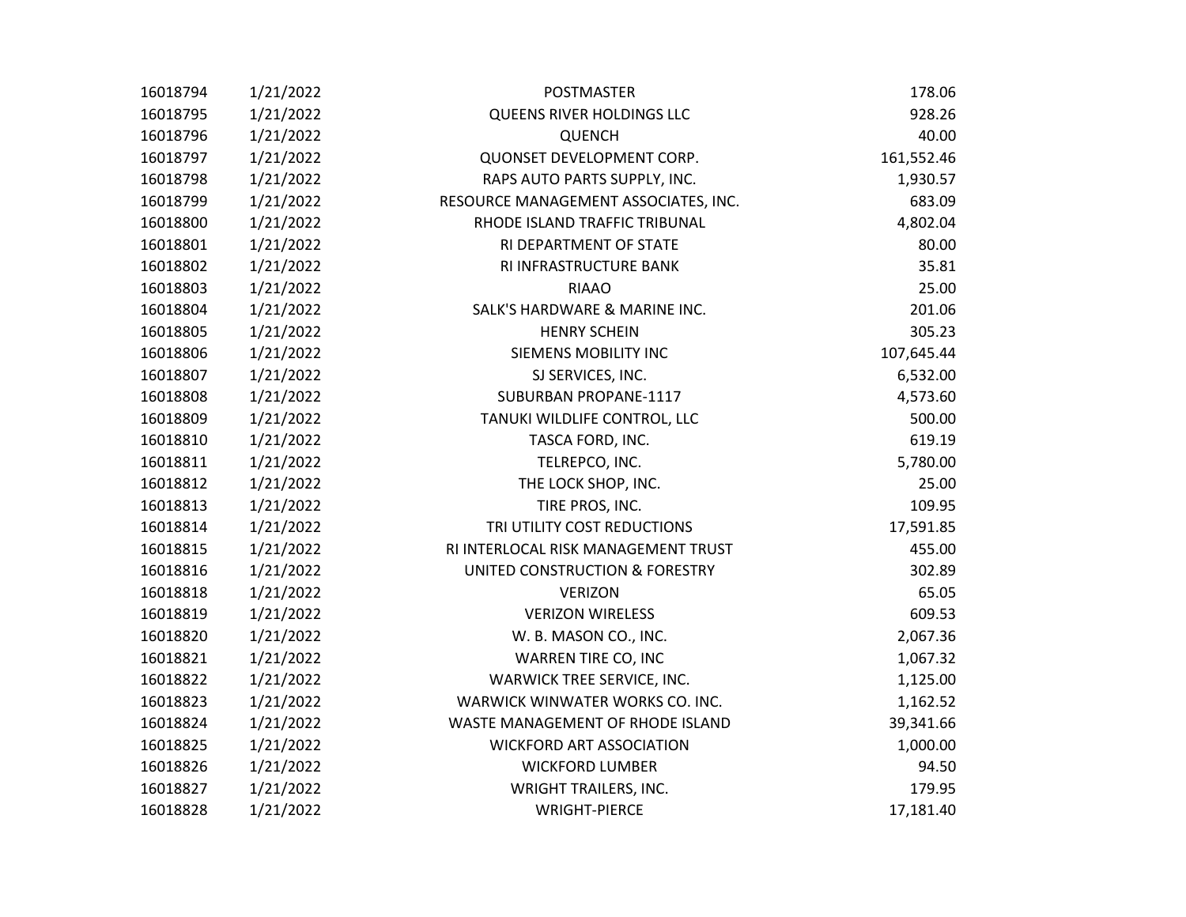| | | | |
|---|---|---|---|
| 16018794 | 1/21/2022 | POSTMASTER | 178.06 |
| 16018795 | 1/21/2022 | QUEENS RIVER HOLDINGS LLC | 928.26 |
| 16018796 | 1/21/2022 | QUENCH | 40.00 |
| 16018797 | 1/21/2022 | QUONSET DEVELOPMENT CORP. | 161,552.46 |
| 16018798 | 1/21/2022 | RAPS AUTO PARTS SUPPLY, INC. | 1,930.57 |
| 16018799 | 1/21/2022 | RESOURCE MANAGEMENT ASSOCIATES, INC. | 683.09 |
| 16018800 | 1/21/2022 | RHODE ISLAND TRAFFIC TRIBUNAL | 4,802.04 |
| 16018801 | 1/21/2022 | RI DEPARTMENT OF STATE | 80.00 |
| 16018802 | 1/21/2022 | RI INFRASTRUCTURE BANK | 35.81 |
| 16018803 | 1/21/2022 | RIAAO | 25.00 |
| 16018804 | 1/21/2022 | SALK'S HARDWARE & MARINE INC. | 201.06 |
| 16018805 | 1/21/2022 | HENRY SCHEIN | 305.23 |
| 16018806 | 1/21/2022 | SIEMENS MOBILITY INC | 107,645.44 |
| 16018807 | 1/21/2022 | SJ SERVICES, INC. | 6,532.00 |
| 16018808 | 1/21/2022 | SUBURBAN PROPANE-1117 | 4,573.60 |
| 16018809 | 1/21/2022 | TANUKI WILDLIFE CONTROL, LLC | 500.00 |
| 16018810 | 1/21/2022 | TASCA FORD, INC. | 619.19 |
| 16018811 | 1/21/2022 | TELREPCO, INC. | 5,780.00 |
| 16018812 | 1/21/2022 | THE LOCK SHOP, INC. | 25.00 |
| 16018813 | 1/21/2022 | TIRE PROS, INC. | 109.95 |
| 16018814 | 1/21/2022 | TRI UTILITY COST REDUCTIONS | 17,591.85 |
| 16018815 | 1/21/2022 | RI INTERLOCAL RISK MANAGEMENT TRUST | 455.00 |
| 16018816 | 1/21/2022 | UNITED CONSTRUCTION & FORESTRY | 302.89 |
| 16018818 | 1/21/2022 | VERIZON | 65.05 |
| 16018819 | 1/21/2022 | VERIZON WIRELESS | 609.53 |
| 16018820 | 1/21/2022 | W. B. MASON CO., INC. | 2,067.36 |
| 16018821 | 1/21/2022 | WARREN TIRE CO, INC | 1,067.32 |
| 16018822 | 1/21/2022 | WARWICK TREE SERVICE, INC. | 1,125.00 |
| 16018823 | 1/21/2022 | WARWICK WINWATER WORKS CO. INC. | 1,162.52 |
| 16018824 | 1/21/2022 | WASTE MANAGEMENT OF RHODE ISLAND | 39,341.66 |
| 16018825 | 1/21/2022 | WICKFORD ART ASSOCIATION | 1,000.00 |
| 16018826 | 1/21/2022 | WICKFORD LUMBER | 94.50 |
| 16018827 | 1/21/2022 | WRIGHT TRAILERS, INC. | 179.95 |
| 16018828 | 1/21/2022 | WRIGHT-PIERCE | 17,181.40 |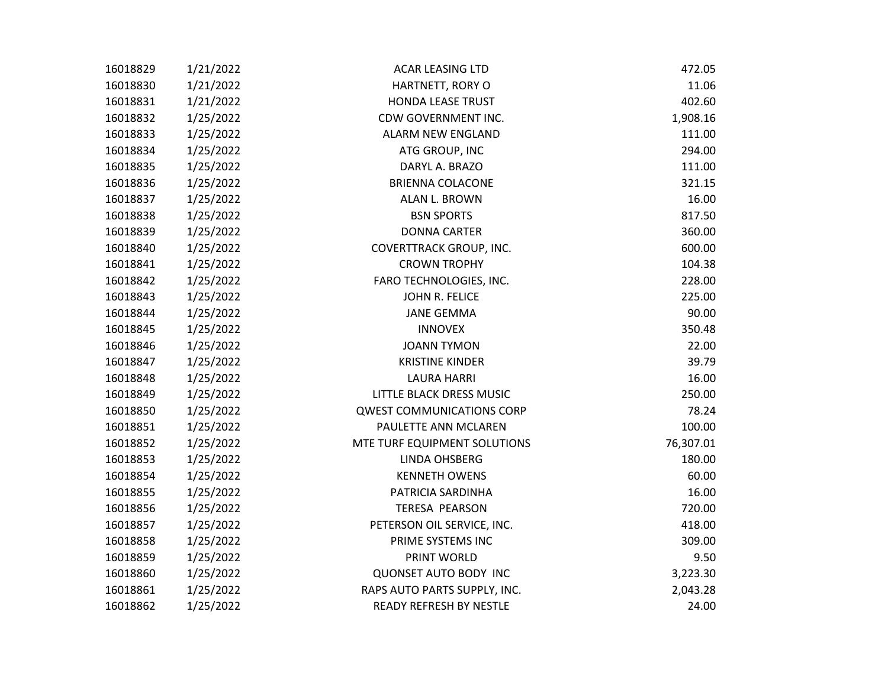| | | | |
|---|---|---|---|
| 16018829 | 1/21/2022 | ACAR LEASING LTD | 472.05 |
| 16018830 | 1/21/2022 | HARTNETT, RORY O | 11.06 |
| 16018831 | 1/21/2022 | HONDA LEASE TRUST | 402.60 |
| 16018832 | 1/25/2022 | CDW GOVERNMENT INC. | 1,908.16 |
| 16018833 | 1/25/2022 | ALARM NEW ENGLAND | 111.00 |
| 16018834 | 1/25/2022 | ATG GROUP, INC | 294.00 |
| 16018835 | 1/25/2022 | DARYL A. BRAZO | 111.00 |
| 16018836 | 1/25/2022 | BRIENNA COLACONE | 321.15 |
| 16018837 | 1/25/2022 | ALAN L. BROWN | 16.00 |
| 16018838 | 1/25/2022 | BSN SPORTS | 817.50 |
| 16018839 | 1/25/2022 | DONNA CARTER | 360.00 |
| 16018840 | 1/25/2022 | COVERTTRACK GROUP, INC. | 600.00 |
| 16018841 | 1/25/2022 | CROWN TROPHY | 104.38 |
| 16018842 | 1/25/2022 | FARO TECHNOLOGIES, INC. | 228.00 |
| 16018843 | 1/25/2022 | JOHN R. FELICE | 225.00 |
| 16018844 | 1/25/2022 | JANE GEMMA | 90.00 |
| 16018845 | 1/25/2022 | INNOVEX | 350.48 |
| 16018846 | 1/25/2022 | JOANN TYMON | 22.00 |
| 16018847 | 1/25/2022 | KRISTINE KINDER | 39.79 |
| 16018848 | 1/25/2022 | LAURA HARRI | 16.00 |
| 16018849 | 1/25/2022 | LITTLE BLACK DRESS MUSIC | 250.00 |
| 16018850 | 1/25/2022 | QWEST COMMUNICATIONS CORP | 78.24 |
| 16018851 | 1/25/2022 | PAULETTE ANN MCLAREN | 100.00 |
| 16018852 | 1/25/2022 | MTE TURF EQUIPMENT SOLUTIONS | 76,307.01 |
| 16018853 | 1/25/2022 | LINDA OHSBERG | 180.00 |
| 16018854 | 1/25/2022 | KENNETH OWENS | 60.00 |
| 16018855 | 1/25/2022 | PATRICIA SARDINHA | 16.00 |
| 16018856 | 1/25/2022 | TERESA PEARSON | 720.00 |
| 16018857 | 1/25/2022 | PETERSON OIL SERVICE, INC. | 418.00 |
| 16018858 | 1/25/2022 | PRIME SYSTEMS INC | 309.00 |
| 16018859 | 1/25/2022 | PRINT WORLD | 9.50 |
| 16018860 | 1/25/2022 | QUONSET AUTO BODY INC | 3,223.30 |
| 16018861 | 1/25/2022 | RAPS AUTO PARTS SUPPLY, INC. | 2,043.28 |
| 16018862 | 1/25/2022 | READY REFRESH BY NESTLE | 24.00 |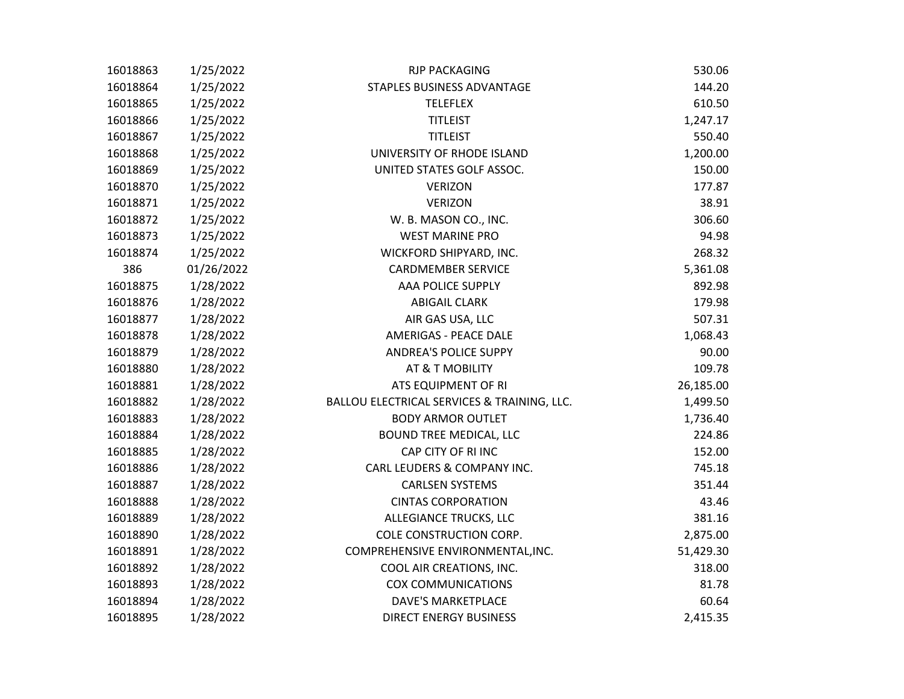| | | | |
|---|---|---|---|
| 16018863 | 1/25/2022 | RJP PACKAGING | 530.06 |
| 16018864 | 1/25/2022 | STAPLES BUSINESS ADVANTAGE | 144.20 |
| 16018865 | 1/25/2022 | TELEFLEX | 610.50 |
| 16018866 | 1/25/2022 | TITLEIST | 1,247.17 |
| 16018867 | 1/25/2022 | TITLEIST | 550.40 |
| 16018868 | 1/25/2022 | UNIVERSITY OF RHODE ISLAND | 1,200.00 |
| 16018869 | 1/25/2022 | UNITED STATES GOLF ASSOC. | 150.00 |
| 16018870 | 1/25/2022 | VERIZON | 177.87 |
| 16018871 | 1/25/2022 | VERIZON | 38.91 |
| 16018872 | 1/25/2022 | W. B. MASON CO., INC. | 306.60 |
| 16018873 | 1/25/2022 | WEST MARINE PRO | 94.98 |
| 16018874 | 1/25/2022 | WICKFORD SHIPYARD, INC. | 268.32 |
| 386 | 01/26/2022 | CARDMEMBER SERVICE | 5,361.08 |
| 16018875 | 1/28/2022 | AAA POLICE SUPPLY | 892.98 |
| 16018876 | 1/28/2022 | ABIGAIL CLARK | 179.98 |
| 16018877 | 1/28/2022 | AIR GAS USA, LLC | 507.31 |
| 16018878 | 1/28/2022 | AMERIGAS - PEACE DALE | 1,068.43 |
| 16018879 | 1/28/2022 | ANDREA'S POLICE SUPPY | 90.00 |
| 16018880 | 1/28/2022 | AT & T MOBILITY | 109.78 |
| 16018881 | 1/28/2022 | ATS EQUIPMENT OF RI | 26,185.00 |
| 16018882 | 1/28/2022 | BALLOU ELECTRICAL SERVICES & TRAINING, LLC. | 1,499.50 |
| 16018883 | 1/28/2022 | BODY ARMOR OUTLET | 1,736.40 |
| 16018884 | 1/28/2022 | BOUND TREE MEDICAL, LLC | 224.86 |
| 16018885 | 1/28/2022 | CAP CITY OF RI INC | 152.00 |
| 16018886 | 1/28/2022 | CARL LEUDERS & COMPANY INC. | 745.18 |
| 16018887 | 1/28/2022 | CARLSEN SYSTEMS | 351.44 |
| 16018888 | 1/28/2022 | CINTAS CORPORATION | 43.46 |
| 16018889 | 1/28/2022 | ALLEGIANCE TRUCKS, LLC | 381.16 |
| 16018890 | 1/28/2022 | COLE CONSTRUCTION CORP. | 2,875.00 |
| 16018891 | 1/28/2022 | COMPREHENSIVE ENVIRONMENTAL,INC. | 51,429.30 |
| 16018892 | 1/28/2022 | COOL AIR CREATIONS, INC. | 318.00 |
| 16018893 | 1/28/2022 | COX COMMUNICATIONS | 81.78 |
| 16018894 | 1/28/2022 | DAVE'S MARKETPLACE | 60.64 |
| 16018895 | 1/28/2022 | DIRECT ENERGY BUSINESS | 2,415.35 |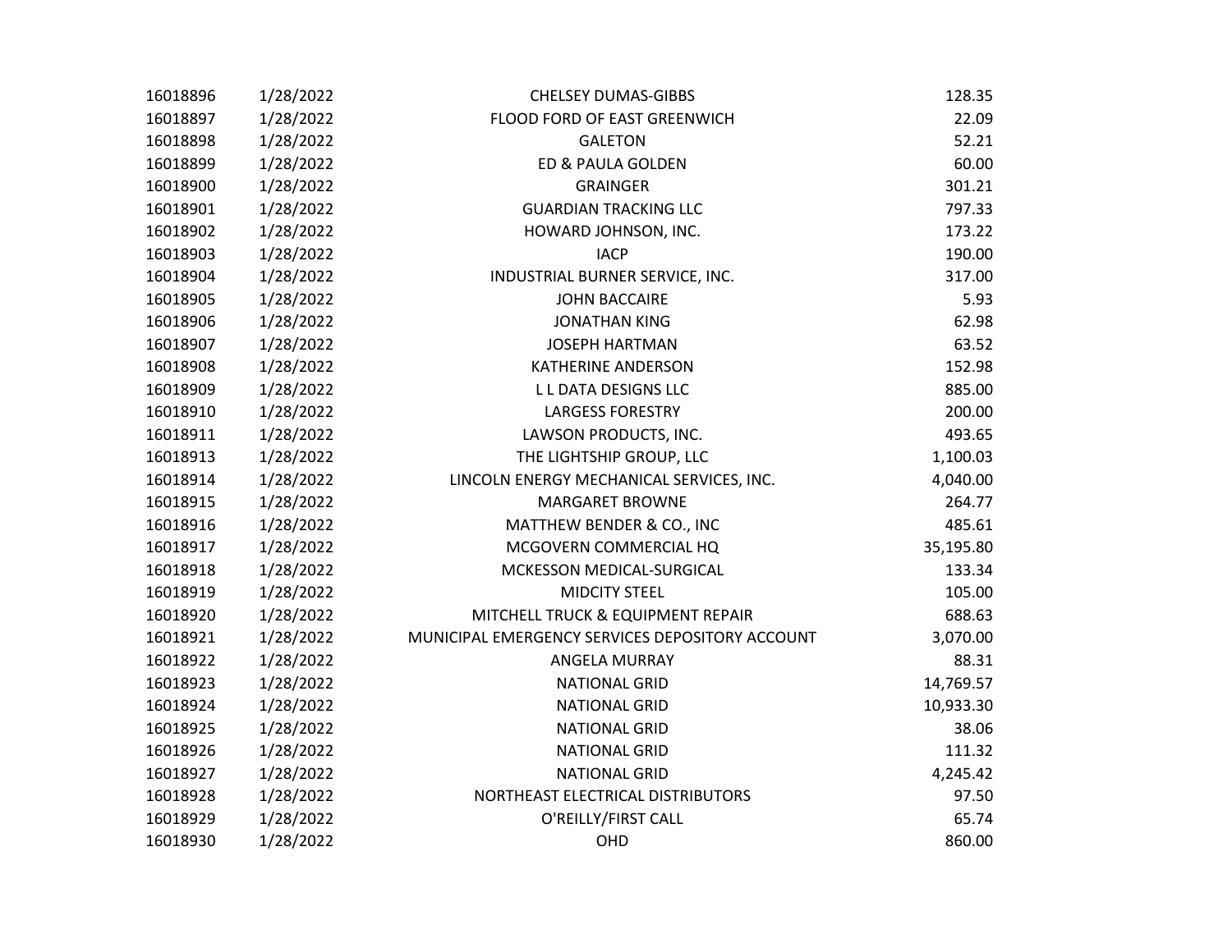| | | | |
|---|---|---|---|
| 16018896 | 1/28/2022 | CHELSEY DUMAS-GIBBS | 128.35 |
| 16018897 | 1/28/2022 | FLOOD FORD OF EAST GREENWICH | 22.09 |
| 16018898 | 1/28/2022 | GALETON | 52.21 |
| 16018899 | 1/28/2022 | ED & PAULA GOLDEN | 60.00 |
| 16018900 | 1/28/2022 | GRAINGER | 301.21 |
| 16018901 | 1/28/2022 | GUARDIAN TRACKING LLC | 797.33 |
| 16018902 | 1/28/2022 | HOWARD JOHNSON, INC. | 173.22 |
| 16018903 | 1/28/2022 | IACP | 190.00 |
| 16018904 | 1/28/2022 | INDUSTRIAL BURNER SERVICE, INC. | 317.00 |
| 16018905 | 1/28/2022 | JOHN BACCAIRE | 5.93 |
| 16018906 | 1/28/2022 | JONATHAN KING | 62.98 |
| 16018907 | 1/28/2022 | JOSEPH HARTMAN | 63.52 |
| 16018908 | 1/28/2022 | KATHERINE ANDERSON | 152.98 |
| 16018909 | 1/28/2022 | L L DATA DESIGNS LLC | 885.00 |
| 16018910 | 1/28/2022 | LARGESS FORESTRY | 200.00 |
| 16018911 | 1/28/2022 | LAWSON PRODUCTS, INC. | 493.65 |
| 16018913 | 1/28/2022 | THE LIGHTSHIP GROUP, LLC | 1,100.03 |
| 16018914 | 1/28/2022 | LINCOLN ENERGY MECHANICAL SERVICES, INC. | 4,040.00 |
| 16018915 | 1/28/2022 | MARGARET BROWNE | 264.77 |
| 16018916 | 1/28/2022 | MATTHEW BENDER & CO., INC | 485.61 |
| 16018917 | 1/28/2022 | MCGOVERN COMMERCIAL HQ | 35,195.80 |
| 16018918 | 1/28/2022 | MCKESSON MEDICAL-SURGICAL | 133.34 |
| 16018919 | 1/28/2022 | MIDCITY STEEL | 105.00 |
| 16018920 | 1/28/2022 | MITCHELL TRUCK & EQUIPMENT REPAIR | 688.63 |
| 16018921 | 1/28/2022 | MUNICIPAL EMERGENCY SERVICES DEPOSITORY ACCOUNT | 3,070.00 |
| 16018922 | 1/28/2022 | ANGELA MURRAY | 88.31 |
| 16018923 | 1/28/2022 | NATIONAL GRID | 14,769.57 |
| 16018924 | 1/28/2022 | NATIONAL GRID | 10,933.30 |
| 16018925 | 1/28/2022 | NATIONAL GRID | 38.06 |
| 16018926 | 1/28/2022 | NATIONAL GRID | 111.32 |
| 16018927 | 1/28/2022 | NATIONAL GRID | 4,245.42 |
| 16018928 | 1/28/2022 | NORTHEAST ELECTRICAL DISTRIBUTORS | 97.50 |
| 16018929 | 1/28/2022 | O'REILLY/FIRST CALL | 65.74 |
| 16018930 | 1/28/2022 | OHD | 860.00 |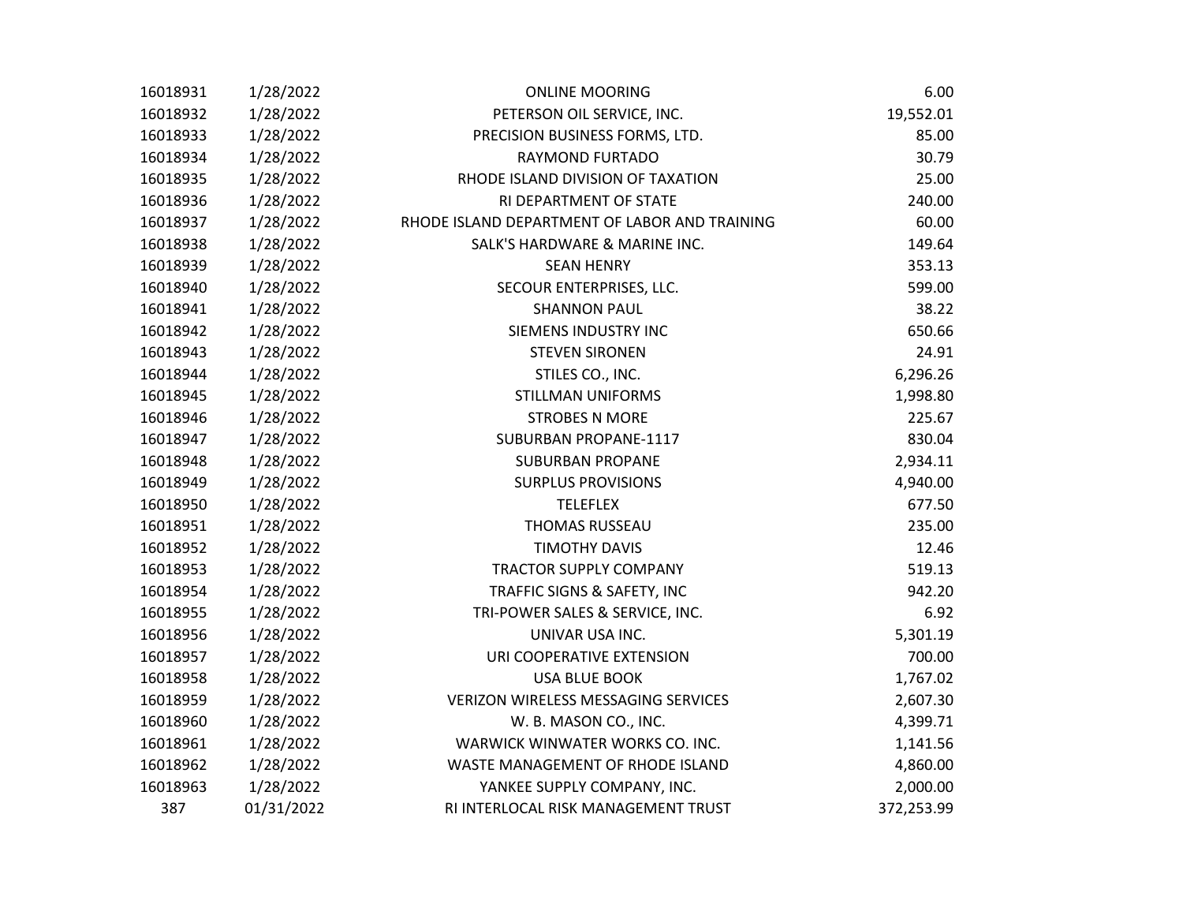| | | | |
|---|---|---|---|
| 16018931 | 1/28/2022 | ONLINE MOORING | 6.00 |
| 16018932 | 1/28/2022 | PETERSON OIL SERVICE, INC. | 19,552.01 |
| 16018933 | 1/28/2022 | PRECISION BUSINESS FORMS, LTD. | 85.00 |
| 16018934 | 1/28/2022 | RAYMOND FURTADO | 30.79 |
| 16018935 | 1/28/2022 | RHODE ISLAND DIVISION OF TAXATION | 25.00 |
| 16018936 | 1/28/2022 | RI DEPARTMENT OF STATE | 240.00 |
| 16018937 | 1/28/2022 | RHODE ISLAND DEPARTMENT OF LABOR AND TRAINING | 60.00 |
| 16018938 | 1/28/2022 | SALK'S HARDWARE & MARINE INC. | 149.64 |
| 16018939 | 1/28/2022 | SEAN HENRY | 353.13 |
| 16018940 | 1/28/2022 | SECOUR ENTERPRISES, LLC. | 599.00 |
| 16018941 | 1/28/2022 | SHANNON PAUL | 38.22 |
| 16018942 | 1/28/2022 | SIEMENS INDUSTRY INC | 650.66 |
| 16018943 | 1/28/2022 | STEVEN SIRONEN | 24.91 |
| 16018944 | 1/28/2022 | STILES CO., INC. | 6,296.26 |
| 16018945 | 1/28/2022 | STILLMAN UNIFORMS | 1,998.80 |
| 16018946 | 1/28/2022 | STROBES N MORE | 225.67 |
| 16018947 | 1/28/2022 | SUBURBAN PROPANE-1117 | 830.04 |
| 16018948 | 1/28/2022 | SUBURBAN PROPANE | 2,934.11 |
| 16018949 | 1/28/2022 | SURPLUS PROVISIONS | 4,940.00 |
| 16018950 | 1/28/2022 | TELEFLEX | 677.50 |
| 16018951 | 1/28/2022 | THOMAS RUSSEAU | 235.00 |
| 16018952 | 1/28/2022 | TIMOTHY DAVIS | 12.46 |
| 16018953 | 1/28/2022 | TRACTOR SUPPLY COMPANY | 519.13 |
| 16018954 | 1/28/2022 | TRAFFIC SIGNS & SAFETY, INC | 942.20 |
| 16018955 | 1/28/2022 | TRI-POWER SALES & SERVICE, INC. | 6.92 |
| 16018956 | 1/28/2022 | UNIVAR USA INC. | 5,301.19 |
| 16018957 | 1/28/2022 | URI COOPERATIVE EXTENSION | 700.00 |
| 16018958 | 1/28/2022 | USA BLUE BOOK | 1,767.02 |
| 16018959 | 1/28/2022 | VERIZON WIRELESS MESSAGING SERVICES | 2,607.30 |
| 16018960 | 1/28/2022 | W. B. MASON CO., INC. | 4,399.71 |
| 16018961 | 1/28/2022 | WARWICK WINWATER WORKS CO. INC. | 1,141.56 |
| 16018962 | 1/28/2022 | WASTE MANAGEMENT OF RHODE ISLAND | 4,860.00 |
| 16018963 | 1/28/2022 | YANKEE SUPPLY COMPANY, INC. | 2,000.00 |
| 387 | 01/31/2022 | RI INTERLOCAL RISK MANAGEMENT TRUST | 372,253.99 |